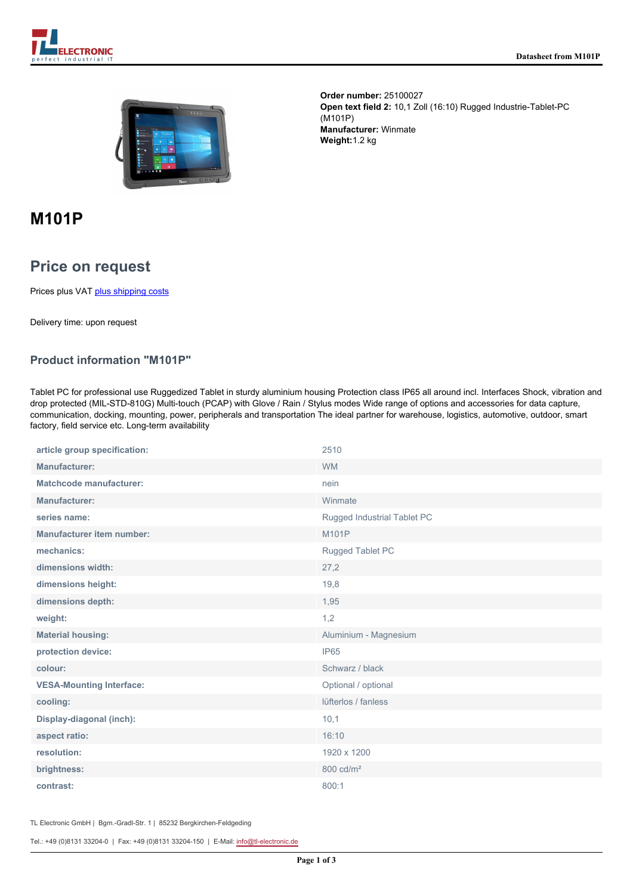**Order number:** 25100027
**Open text field 2:** 10,1 Zoll (16:10) Rugged Industrie-Tablet-PC (M101P)
**Manufacturer:** Winmate
**Weight:**1.2 kg

# M101P

## Price on request

Prices plus VAT plus shipping costs

Delivery time: upon request

### Product information "M101P"

Tablet PC for professional use Ruggedized Tablet in sturdy aluminium housing Protection class IP65 all around incl. Interfaces Shock, vibration and drop protected (MIL-STD-810G) Multi-touch (PCAP) with Glove / Rain / Stylus modes Wide range of options and accessories for data capture, communication, docking, mounting, power, peripherals and transportation The ideal partner for warehouse, logistics, automotive, outdoor, smart factory, field service etc. Long-term availability

| | |
|---|---|
| article group specification: | 2510 |
| Manufacturer: | WM |
| Matchcode manufacturer: | nein |
| Manufacturer: | Winmate |
| series name: | Rugged Industrial Tablet PC |
| Manufacturer item number: | M101P |
| mechanics: | Rugged Tablet PC |
| dimensions width: | 27,2 |
| dimensions height: | 19,8 |
| dimensions depth: | 1,95 |
| weight: | 1,2 |
| Material housing: | Aluminium - Magnesium |
| protection device: | IP65 |
| colour: | Schwarz / black |
| VESA-Mounting Interface: | Optional / optional |
| cooling: | lüfterlos / fanless |
| Display-diagonal (inch): | 10,1 |
| aspect ratio: | 16:10 |
| resolution: | 1920 x 1200 |
| brightness: | 800 cd/m² |
| contrast: | 800:1 |

TL Electronic GmbH | Bgm.-Gradl-Str. 1 | 85232 Bergkirchen-Feldgeding

Tel.: +49 (0)8131 33204-0 | Fax: +49 (0)8131 33204-150 | E-Mail: info@tl-electronic.de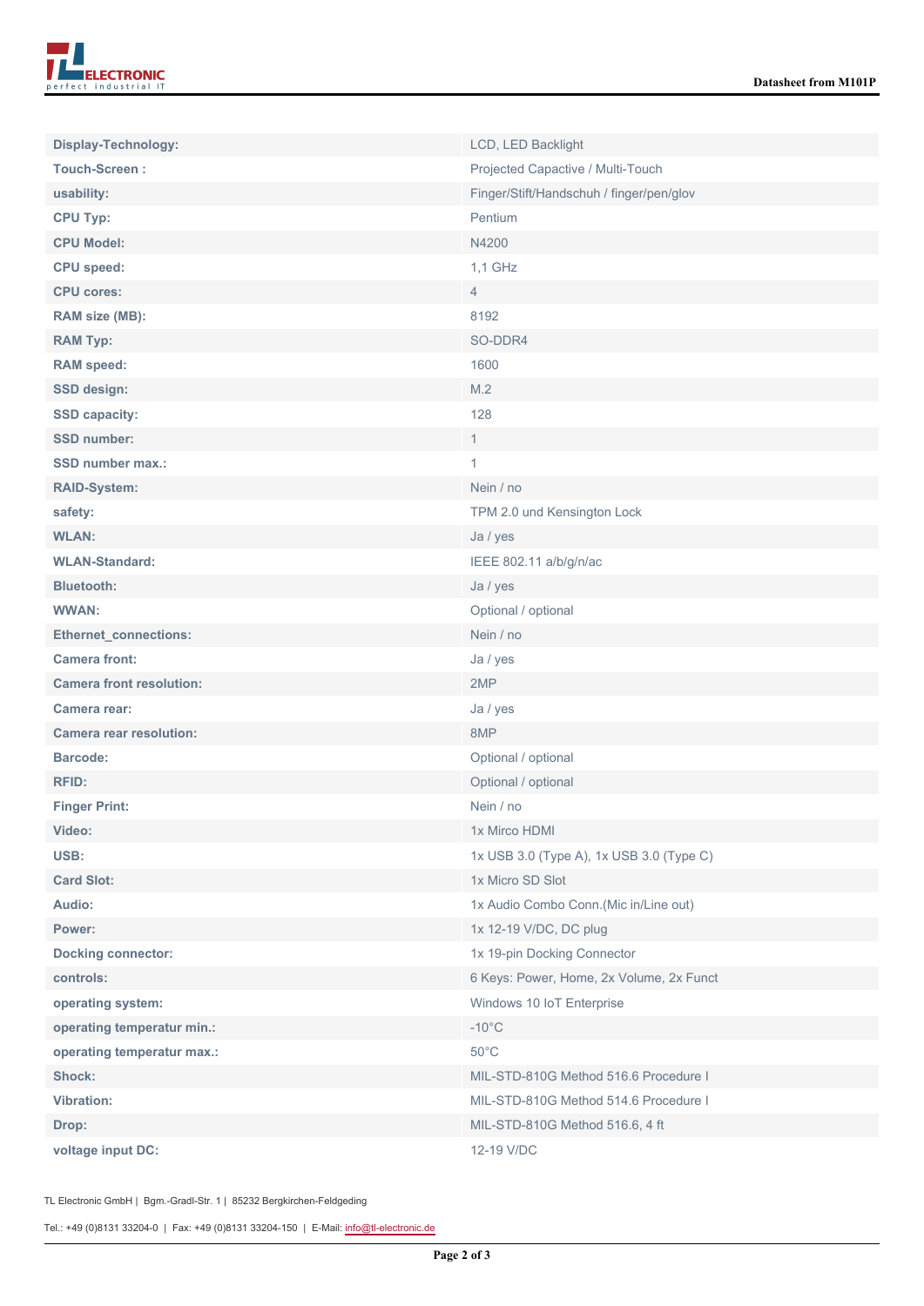| | |
|---|---|
| **Display-Technology:** | LCD, LED Backlight |
| **Touch-Screen :** | Projected Capacitive / Multi-Touch |
| **usability:** | Finger/Stift/Handschuh / finger/pen/glov |
| **CPU Typ:** | Pentium |
| **CPU Model:** | N4200 |
| **CPU speed:** | 1,1 GHz |
| **CPU cores:** | 4 |
| **RAM size (MB):** | 8192 |
| **RAM Typ:** | SO-DDR4 |
| **RAM speed:** | 1600 |
| **SSD design:** | M.2 |
| **SSD capacity:** | 128 |
| **SSD number:** | 1 |
| **SSD number max.:** | 1 |
| **RAID-System:** | Nein / no |
| **safety:** | TPM 2.0 und Kensington Lock |
| **WLAN:** | Ja / yes |
| **WLAN-Standard:** | IEEE 802.11 a/b/g/n/ac |
| **Bluetooth:** | Ja / yes |
| **WWAN:** | Optional / optional |
| **Ethernet_connections:** | Nein / no |
| **Camera front:** | Ja / yes |
| **Camera front resolution:** | 2MP |
| **Camera rear:** | Ja / yes |
| **Camera rear resolution:** | 8MP |
| **Barcode:** | Optional / optional |
| **RFID:** | Optional / optional |
| **Finger Print:** | Nein / no |
| **Video:** | 1x Mirco HDMI |
| **USB:** | 1x USB 3.0 (Type A), 1x USB 3.0 (Type C) |
| **Card Slot:** | 1x Micro SD Slot |
| **Audio:** | 1x Audio Combo Conn.(Mic in/Line out) |
| **Power:** | 1x 12-19 V/DC, DC plug |
| **Docking connector:** | 1x 19-pin Docking Connector |
| **controls:** | 6 Keys: Power, Home, 2x Volume, 2x Funct |
| **operating system:** | Windows 10 IoT Enterprise |
| **operating temperatur min.:** | -10°C |
| **operating temperatur max.:** | 50°C |
| **Shock:** | MIL-STD-810G Method 516.6 Procedure I |
| **Vibration:** | MIL-STD-810G Method 514.6 Procedure I |
| **Drop:** | MIL-STD-810G Method 516.6, 4 ft |
| **voltage input DC:** | 12-19 V/DC |

TL Electronic GmbH | Bgm.-Gradl-Str. 1 | 85232 Bergkirchen-Feldgeding

Tel.: +49 (0)8131 33204-0 | Fax: +49 (0)8131 33204-150 | E-Mail: info@tl-electronic.de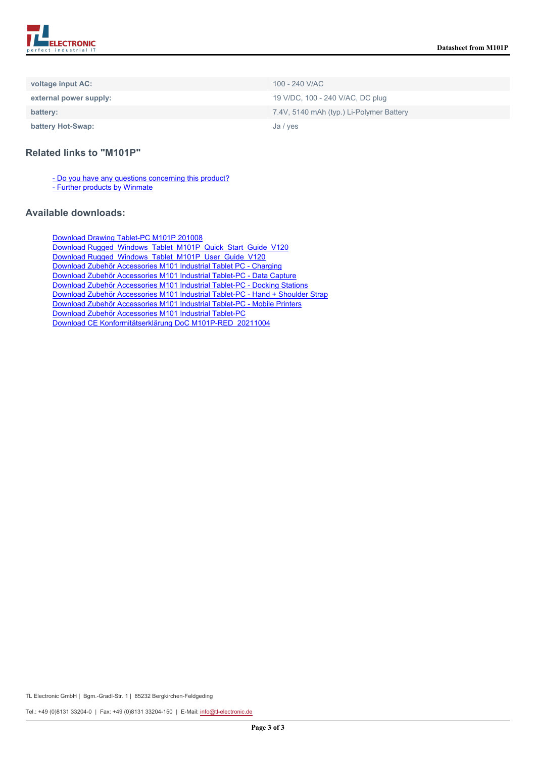| | |
|---|---|
| voltage input AC: | 100 - 240 V/AC |
| external power supply: | 19 V/DC, 100 - 240 V/AC, DC plug |
| battery: | 7.4V, 5140 mAh (typ.) Li-Polymer Battery |
| battery Hot-Swap: | Ja / yes |

## Related links to "M101P"

- Do you have any questions concerning this product?
- Further products by Winmate

## Available downloads:

Download Drawing Tablet-PC M101P 201008
Download Rugged_Windows_Tablet_M101P_Quick_Start_Guide_V120
Download Rugged_Windows_Tablet_M101P_User_Guide_V120
Download Zubehör Accessories M101 Industrial Tablet PC - Charging
Download Zubehör Accessories M101 Industrial Tablet-PC - Data Capture
Download Zubehör Accessories M101 Industrial Tablet-PC - Docking Stations
Download Zubehör Accessories M101 Industrial Tablet-PC - Hand + Shoulder Strap
Download Zubehör Accessories M101 Industrial Tablet-PC - Mobile Printers
Download Zubehör Accessories M101 Industrial Tablet-PC
Download CE Konformitätserklärung DoC M101P-RED_20211004